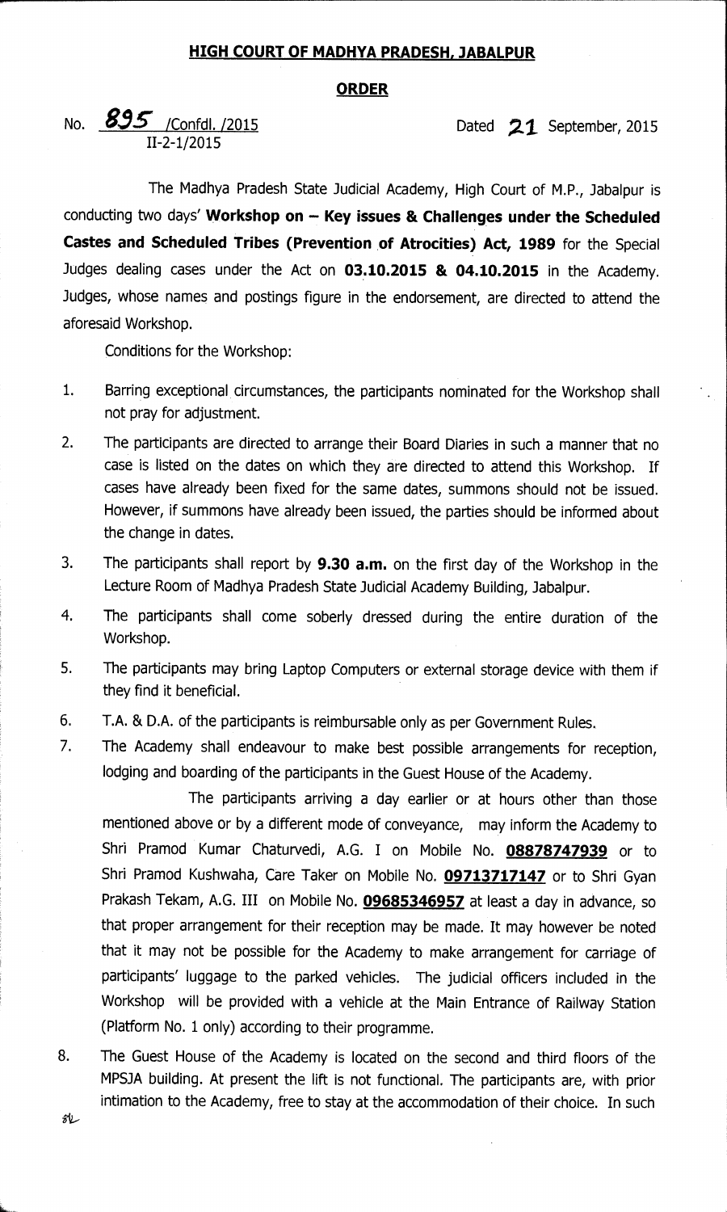**HIGH COURT OF MADHYA PRADESH, JABALPUR**

**ORDER**

No. 895 /Confdl. /2015 Dated 21 September, 2015
II-2-1/2015

The Madhya Pradesh State Judicial Academy, High Court of M.P., Jabalpur is conducting two days' **Workshop on – Key issues & Challenges under the Scheduled Castes and Scheduled Tribes (Prevention of Atrocities) Act, 1989** for the Special Judges dealing cases under the Act on **03.10.2015 & 04.10.2015** in the Academy. Judges, whose names and postings figure in the endorsement, are directed to attend the aforesaid Workshop.

Conditions for the Workshop:

1. Barring exceptional circumstances, the participants nominated for the Workshop shall not pray for adjustment.
2. The participants are directed to arrange their Board Diaries in such a manner that no case is listed on the dates on which they are directed to attend this Workshop. If cases have already been fixed for the same dates, summons should not be issued. However, if summons have already been issued, the parties should be informed about the change in dates.
3. The participants shall report by **9.30 a.m.** on the first day of the Workshop in the Lecture Room of Madhya Pradesh State Judicial Academy Building, Jabalpur.
4. The participants shall come soberly dressed during the entire duration of the Workshop.
5. The participants may bring Laptop Computers or external storage device with them if they find it beneficial.
6. T.A. & D.A. of the participants is reimbursable only as per Government Rules.
7. The Academy shall endeavour to make best possible arrangements for reception, lodging and boarding of the participants in the Guest House of the Academy.

   The participants arriving a day earlier or at hours other than those mentioned above or by a different mode of conveyance, may inform the Academy to Shri Pramod Kumar Chaturvedi, A.G. I on Mobile No. **08878747939** or to Shri Pramod Kushwaha, Care Taker on Mobile No. **09713717147** or to Shri Gyan Prakash Tekam, A.G. III on Mobile No. **09685346957** at least a day in advance, so that proper arrangement for their reception may be made. It may however be noted that it may not be possible for the Academy to make arrangement for carriage of participants' luggage to the parked vehicles. The judicial officers included in the Workshop will be provided with a vehicle at the Main Entrance of Railway Station (Platform No. 1 only) according to their programme.
8. The Guest House of the Academy is located on the second and third floors of the MPSJA building. At present the lift is not functional. The participants are, with prior intimation to the Academy, free to stay at the accommodation of their choice. In such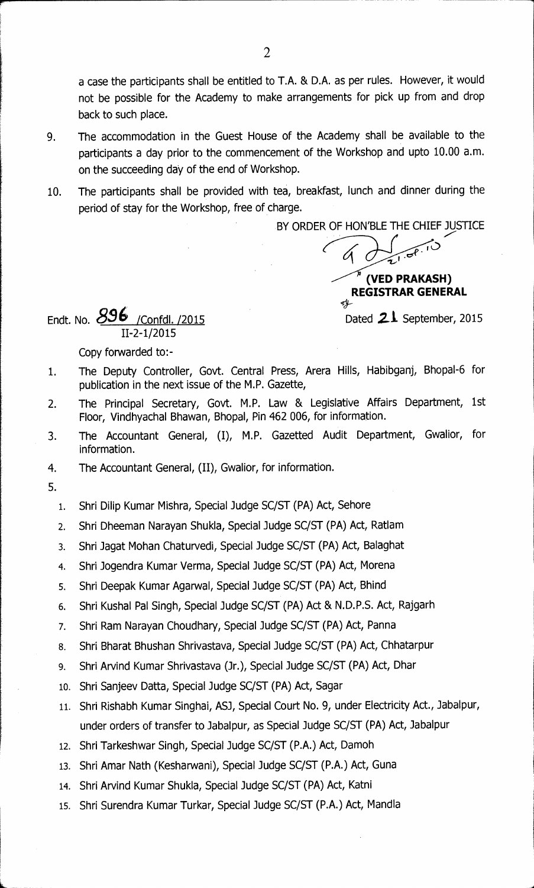a case the participants shall be entitled to T.A. & D.A. as per rules. However, it would not be possible for the Academy to make arrangements for pick up from and drop back to such place.

9. The accommodation in the Guest House of the Academy shall be available to the participants a day prior to the commencement of the Workshop and upto 10.00 a.m. on the succeeding day of the end of Workshop.

10. The participants shall be provided with tea, breakfast, lunch and dinner during the period of stay for the Workshop, free of charge.

BY ORDER OF HON'BLE THE CHIEF JUSTICE

**(VED PRAKASH)**
**REGISTRAR GENERAL**

Endt. No. 896 /Confdl. /2015
II-2-1/2015

Dated 21 September, 2015

Copy forwarded to:-

1. The Deputy Controller, Govt. Central Press, Arera Hills, Habibganj, Bhopal-6 for publication in the next issue of the M.P. Gazette,
2. The Principal Secretary, Govt. M.P. Law & Legislative Affairs Department, 1st Floor, Vindhyachal Bhawan, Bhopal, Pin 462 006, for information.
3. The Accountant General, (I), M.P. Gazetted Audit Department, Gwalior, for information.
4. The Accountant General, (II), Gwalior, for information.
5.
   1. Shri Dilip Kumar Mishra, Special Judge SC/ST (PA) Act, Sehore
   2. Shri Dheeman Narayan Shukla, Special Judge SC/ST (PA) Act, Ratlam
   3. Shri Jagat Mohan Chaturvedi, Special Judge SC/ST (PA) Act, Balaghat
   4. Shri Jogendra Kumar Verma, Special Judge SC/ST (PA) Act, Morena
   5. Shri Deepak Kumar Agarwal, Special Judge SC/ST (PA) Act, Bhind
   6. Shri Kushal Pal Singh, Special Judge SC/ST (PA) Act & N.D.P.S. Act, Rajgarh
   7. Shri Ram Narayan Choudhary, Special Judge SC/ST (PA) Act, Panna
   8. Shri Bharat Bhushan Shrivastava, Special Judge SC/ST (PA) Act, Chhatarpur
   9. Shri Arvind Kumar Shrivastava (Jr.), Special Judge SC/ST (PA) Act, Dhar
   10. Shri Sanjeev Datta, Special Judge SC/ST (PA) Act, Sagar
   11. Shri Rishabh Kumar Singhai, ASJ, Special Court No. 9, under Electricity Act., Jabalpur, under orders of transfer to Jabalpur, as Special Judge SC/ST (PA) Act, Jabalpur
   12. Shri Tarkeshwar Singh, Special Judge SC/ST (P.A.) Act, Damoh
   13. Shri Amar Nath (Kesharwani), Special Judge SC/ST (P.A.) Act, Guna
   14. Shri Arvind Kumar Shukla, Special Judge SC/ST (PA) Act, Katni
   15. Shri Surendra Kumar Turkar, Special Judge SC/ST (P.A.) Act, Mandla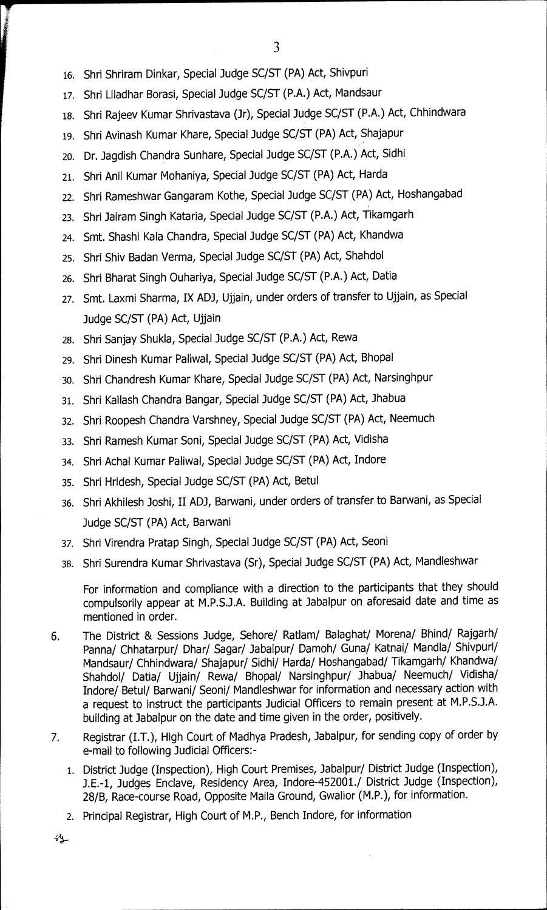16. Shri Shriram Dinkar, Special Judge SC/ST (PA) Act, Shivpuri
17. Shri Liladhar Borasi, Special Judge SC/ST (P.A.) Act, Mandsaur
18. Shri Rajeev Kumar Shrivastava (Jr), Special Judge SC/ST (P.A.) Act, Chhindwara
19. Shri Avinash Kumar Khare, Special Judge SC/ST (PA) Act, Shajapur
20. Dr. Jagdish Chandra Sunhare, Special Judge SC/ST (P.A.) Act, Sidhi
21. Shri Anil Kumar Mohaniya, Special Judge SC/ST (PA) Act, Harda
22. Shri Rameshwar Gangaram Kothe, Special Judge SC/ST (PA) Act, Hoshangabad
23. Shri Jairam Singh Kataria, Special Judge SC/ST (P.A.) Act, Tikamgarh
24. Smt. Shashi Kala Chandra, Special Judge SC/ST (PA) Act, Khandwa
25. Shri Shiv Badan Verma, Special Judge SC/ST (PA) Act, Shahdol
26. Shri Bharat Singh Ouhariya, Special Judge SC/ST (P.A.) Act, Datia
27. Smt. Laxmi Sharma, IX ADJ, Ujjain, under orders of transfer to Ujjain, as Special Judge SC/ST (PA) Act, Ujjain
28. Shri Sanjay Shukla, Special Judge SC/ST (P.A.) Act, Rewa
29. Shri Dinesh Kumar Paliwal, Special Judge SC/ST (PA) Act, Bhopal
30. Shri Chandresh Kumar Khare, Special Judge SC/ST (PA) Act, Narsinghpur
31. Shri Kailash Chandra Bangar, Special Judge SC/ST (PA) Act, Jhabua
32. Shri Roopesh Chandra Varshney, Special Judge SC/ST (PA) Act, Neemuch
33. Shri Ramesh Kumar Soni, Special Judge SC/ST (PA) Act, Vidisha
34. Shri Achal Kumar Paliwal, Special Judge SC/ST (PA) Act, Indore
35. Shri Hridesh, Special Judge SC/ST (PA) Act, Betul
36. Shri Akhilesh Joshi, II ADJ, Barwani, under orders of transfer to Barwani, as Special Judge SC/ST (PA) Act, Barwani
37. Shri Virendra Pratap Singh, Special Judge SC/ST (PA) Act, Seoni
38. Shri Surendra Kumar Shrivastava (Sr), Special Judge SC/ST (PA) Act, Mandleshwar

For information and compliance with a direction to the participants that they should compulsorily appear at M.P.S.J.A. Building at Jabalpur on aforesaid date and time as mentioned in order.

6. The District & Sessions Judge, Sehore/ Ratlam/ Balaghat/ Morena/ Bhind/ Rajgarh/ Panna/ Chhatarpur/ Dhar/ Sagar/ Jabalpur/ Damoh/ Guna/ Katnai/ Mandla/ Shivpuri/ Mandsaur/ Chhindwara/ Shajapur/ Sidhi/ Harda/ Hoshangabad/ Tikamgarh/ Khandwa/ Shahdol/ Datia/ Ujjain/ Rewa/ Bhopal/ Narsinghpur/ Jhabua/ Neemuch/ Vidisha/ Indore/ Betul/ Barwani/ Seoni/ Mandleshwar for information and necessary action with a request to instruct the participants Judicial Officers to remain present at M.P.S.J.A. building at Jabalpur on the date and time given in the order, positively.

7. Registrar (I.T.), High Court of Madhya Pradesh, Jabalpur, for sending copy of order by e-mail to following Judicial Officers:-
   1. District Judge (Inspection), High Court Premises, Jabalpur/ District Judge (Inspection), J.E.-1, Judges Enclave, Residency Area, Indore-452001./ District Judge (Inspection), 28/B, Race-course Road, Opposite Maila Ground, Gwalior (M.P.), for information.
   2. Principal Registrar, High Court of M.P., Bench Indore, for information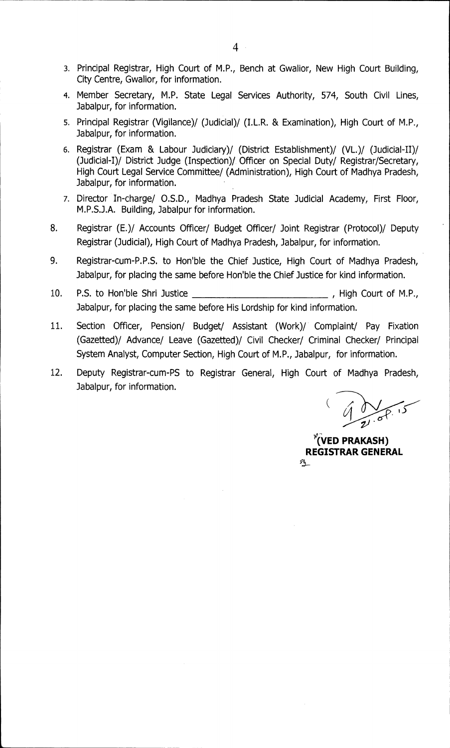3. Principal Registrar, High Court of M.P., Bench at Gwalior, New High Court Building, City Centre, Gwalior, for information.
4. Member Secretary, M.P. State Legal Services Authority, 574, South Civil Lines, Jabalpur, for information.
5. Principal Registrar (Vigilance)/ (Judicial)/ (I.L.R. & Examination), High Court of M.P., Jabalpur, for information.
6. Registrar (Exam & Labour Judiciary)/ (District Establishment)/ (VL.)/ (Judicial-II)/ (Judicial-I)/ District Judge (Inspection)/ Officer on Special Duty/ Registrar/Secretary, High Court Legal Service Committee/ (Administration), High Court of Madhya Pradesh, Jabalpur, for information.
7. Director In-charge/ O.S.D., Madhya Pradesh State Judicial Academy, First Floor, M.P.S.J.A. Building, Jabalpur for information.
8. Registrar (E.)/ Accounts Officer/ Budget Officer/ Joint Registrar (Protocol)/ Deputy Registrar (Judicial), High Court of Madhya Pradesh, Jabalpur, for information.
9. Registrar-cum-P.P.S. to Hon'ble the Chief Justice, High Court of Madhya Pradesh, Jabalpur, for placing the same before Hon'ble the Chief Justice for kind information.
10. P.S. to Hon'ble Shri Justice ____________________________ , High Court of M.P., Jabalpur, for placing the same before His Lordship for kind information.
11. Section Officer, Pension/ Budget/ Assistant (Work)/ Complaint/ Pay Fixation (Gazetted)/ Advance/ Leave (Gazetted)/ Civil Checker/ Criminal Checker/ Principal System Analyst, Computer Section, High Court of M.P., Jabalpur, for information.
12. Deputy Registrar-cum-PS to Registrar General, High Court of Madhya Pradesh, Jabalpur, for information.

21.08.15

**(VED PRAKASH)**
**REGISTRAR GENERAL**